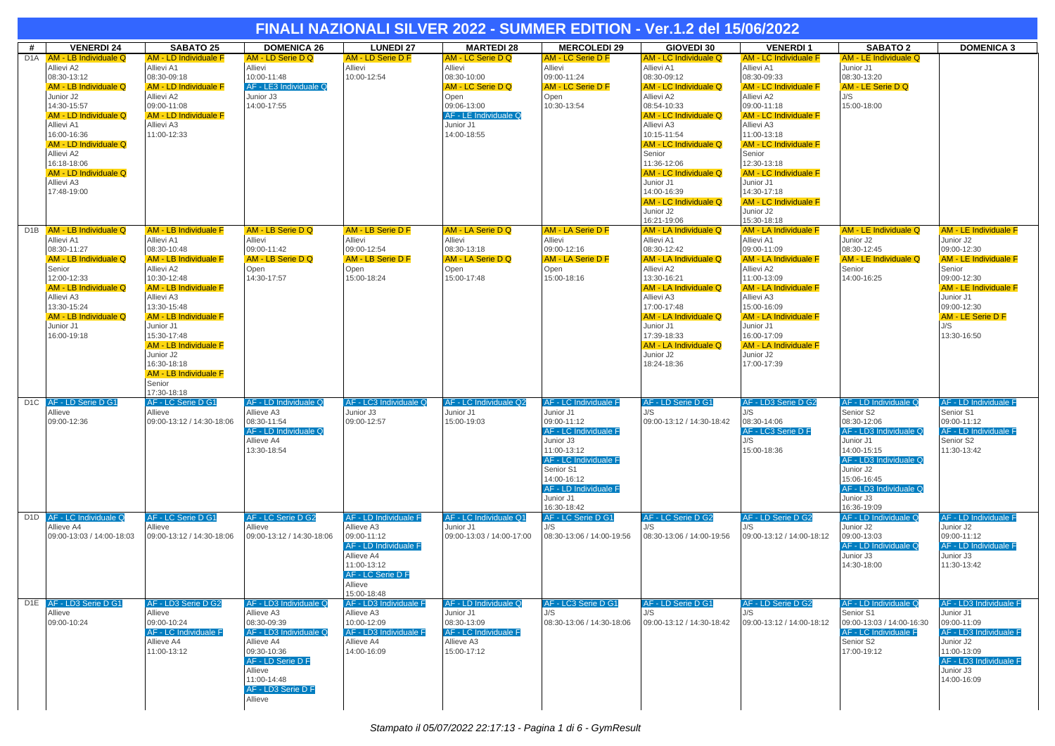# FINALI NAZIONALI SILVER 2022 - SUMMER EDITION - Ver.1.2 del 15/06/2022

| # | VENERDI 24 | SABATO 25 | DOMENICA 26 | LUNEDI 27 | MARTEDI 28 | MERCOLEDI 29 | GIOVEDI 30 | VENERDI 1 | SABATO 2 | DOMENICA 3 |
|---|---|---|---|---|---|---|---|---|---|---|
| D1A | AM - LB Individuale Q<br>Allievi A2<br>08:30-13:12<br>AM - LB Individuale Q<br>Junior J2<br>14:30-15:57<br>AM - LD Individuale Q<br>Allievi A1<br>16:00-16:36<br>AM - LD Individuale Q<br>Allievi A2<br>16:18-18:06<br>AM - LD Individuale Q<br>Allievi A3<br>17:48-19:00 | AM - LD Individuale F<br>Allievi A1<br>08:30-09:18<br>AM - LD Individuale F<br>Allievi A2<br>09:00-11:08<br>AM - LD Individuale F<br>Allievi A3<br>11:00-12:33 | AM - LD Serie D Q<br>Allievi<br>10:00-11:48<br>AF - LE3 Individuale Q<br>Junior J3<br>14:00-17:55 | AM - LD Serie D F<br>Allievi<br>10:00-12:54 | AM - LC Serie D Q<br>Allievi<br>08:30-10:00<br>AM - LC Serie D Q<br>Open<br>09:06-13:00<br>AF - LE Individuale Q<br>Junior J1<br>14:00-18:55 | AM - LC Serie D F<br>Allievi<br>09:00-11:24<br>AM - LC Serie D F<br>Open<br>10:30-13:54 | AM - LC Individuale Q<br>Allievi A1<br>08:30-09:12<br>AM - LC Individuale Q<br>Allievi A2<br>08:54-10:33<br>AM - LC Individuale Q<br>Allievi A3<br>10:15-11:54<br>AM - LC Individuale Q<br>Senior<br>11:36-12:06<br>AM - LC Individuale Q<br>Junior J1<br>14:00-16:39<br>AM - LC Individuale Q<br>Junior J2<br>16:21-19:06 | AM - LC Individuale F<br>Allievi A1<br>08:30-09:33<br>AM - LC Individuale F<br>Allievi A2<br>09:00-11:18<br>AM - LC Individuale F<br>Allievi A3<br>11:00-13:18<br>AM - LC Individuale F<br>Senior<br>12:30-13:18<br>AM - LC Individuale F<br>Junior J1<br>14:30-17:18<br>AM - LC Individuale F<br>Junior J2<br>15:30-18:18 | AM - LE Individuale Q<br>Junior J1<br>08:30-13:20<br>AM - LE Serie D Q<br>J/S<br>15:00-18:00 | |
| D1B | AM - LB Individuale Q<br>Allievi A1<br>08:30-11:27<br>AM - LB Individuale Q<br>Senior<br>12:00-12:33<br>AM - LB Individuale Q<br>Allievi A3<br>13:30-15:24<br>AM - LB Individuale Q<br>Junior J1<br>16:00-19:18 | AM - LB Individuale F<br>Allievi A1<br>08:30-10:48<br>AM - LB Individuale F<br>Allievi A2<br>10:30-12:48<br>AM - LB Individuale F<br>Allievi A3<br>13:30-15:48<br>AM - LB Individuale F<br>Junior J1<br>15:30-17:48<br>AM - LB Individuale F<br>Junior J2<br>16:30-18:18<br>AM - LB Individuale F<br>Senior<br>17:30-18:18 | AM - LB Serie D Q<br>Allievi<br>09:00-11:42<br>AM - LB Serie D Q<br>Open<br>14:30-17:57 | AM - LB Serie D F<br>Allievi<br>09:00-12:54<br>AM - LB Serie D F<br>Open<br>15:00-18:24 | AM - LA Serie D Q<br>Allievi<br>08:30-13:18<br>AM - LA Serie D Q<br>Open<br>15:00-17:48 | AM - LA Serie D F<br>Allievi<br>09:00-12:16<br>AM - LA Serie D F<br>Open<br>15:00-18:16 | AM - LA Individuale Q<br>Allievi A1<br>08:30-12:42<br>AM - LA Individuale Q<br>Allievi A2<br>13:30-16:21<br>AM - LA Individuale Q<br>Allievi A3<br>17:00-17:48<br>AM - LA Individuale Q<br>Junior J1<br>17:39-18:33<br>AM - LA Individuale Q<br>Junior J2<br>18:24-18:36 | AM - LA Individuale F<br>Allievi A1<br>09:00-11:09<br>AM - LA Individuale F<br>Allievi A2<br>11:00-13:09<br>AM - LA Individuale F<br>Allievi A3<br>15:00-16:09<br>AM - LA Individuale F<br>Junior J1<br>16:00-17:09<br>AM - LA Individuale F<br>Junior J2<br>17:00-17:39 | AM - LE Individuale Q<br>Junior J2<br>08:30-12:45<br>AM - LE Individuale Q<br>Senior<br>14:00-16:25 | AM - LE Individuale F<br>Junior J2<br>09:00-12:30<br>AM - LE Individuale F<br>Senior<br>09:00-12:30<br>AM - LE Individuale F<br>Junior J1<br>09:00-12:30<br>AM - LE Serie D F<br>J/S<br>13:30-16:50 |
| D1C | AF - LD Serie D G1<br>Allieve<br>09:00-12:36 | AF - LC Serie D G1<br>Allieve<br>09:00-13:12 / 14:30-18:06 | AF - LD Individuale Q<br>Allieve A3<br>08:30-11:54<br>AF - LD Individuale Q<br>Allieve A4<br>13:30-18:54 | AF - LC3 Individuale Q<br>Junior J3<br>09:00-12:57 | AF - LC Individuale Q2<br>Junior J1<br>15:00-19:03 | AF - LC Individuale F<br>Junior J1<br>09:00-11:12<br>AF - LC Individuale F<br>Junior J3<br>11:00-13:12<br>AF - LC Individuale F<br>Senior S1<br>14:00-16:12<br>AF - LD Individuale F<br>Junior J1<br>16:30-18:42 | AF - LD Serie D G1<br>J/S<br>09:00-13:12 / 14:30-18:42 | AF - LD3 Serie D G2<br>J/S<br>08:30-14:06<br>AF - LC3 Serie D F<br>J/S<br>15:00-18:36 | AF - LD Individuale Q<br>Senior S2<br>08:30-12:06<br>AF - LD3 Individuale Q<br>Junior J1<br>14:00-15:15<br>AF - LD3 Individuale Q<br>Junior J2<br>15:06-16:45<br>AF - LD3 Individuale Q<br>Junior J3<br>16:36-19:09 | AF - LD Individuale F<br>Senior S1<br>09:00-11:12<br>AF - LD Individuale F<br>Senior S2<br>11:30-13:42 |
| D1D | AF - LC Individuale Q<br>Allieve A4<br>09:00-13:03 / 14:00-18:03 | AF - LC Serie D G1<br>Allieve<br>09:00-13:12 / 14:30-18:06 | AF - LC Serie D G2<br>Allieve<br>09:00-13:12 / 14:30-18:06 | AF - LD Individuale F<br>Allieve A3<br>09:00-11:12<br>AF - LD Individuale F<br>Allieve A4<br>11:00-13:12<br>AF - LC Serie D F<br>Allieve<br>15:00-18:48 | AF - LC Individuale Q1<br>Junior J1<br>09:00-13:03 / 14:00-17:00 | AF - LC Serie D G1<br>J/S<br>08:30-13:06 / 14:00-19:56 | AF - LC Serie D G2<br>J/S<br>08:30-13:06 / 14:00-19:56 | AF - LD Serie D G2<br>J/S<br>09:00-13:12 / 14:00-18:12 | AF - LD Individuale Q<br>Junior J2<br>09:00-13:03<br>AF - LD Individuale Q<br>Junior J3<br>14:30-18:00 | AF - LD Individuale F<br>Junior J2<br>09:00-11:12<br>AF - LD Individuale F<br>Junior J3<br>11:30-13:42 |
| D1E | AF - LD3 Serie D G1<br>Allieve<br>09:00-10:24 | AF - LD3 Serie D G2<br>Allieve<br>09:00-10:24<br>AF - LC Individuale F<br>Allieve A4<br>11:00-13:12 | AF - LD3 Individuale Q<br>Allieve A3<br>08:30-09:39<br>AF - LD3 Individuale Q<br>Allieve A4<br>09:30-10:36<br>AF - LD Serie D F<br>Allieve<br>11:00-14:48<br>AF - LD3 Serie D F<br>Allieve | AF - LD3 Individuale F<br>Allieve A3<br>10:00-12:09<br>AF - LD3 Individuale F<br>Allieve A4<br>14:00-16:09 | AF - LD Individuale Q<br>Junior J1<br>08:30-13:09<br>AF - LC Individuale F<br>Allieve A3<br>15:00-17:12 | AF - LC3 Serie D G1<br>J/S<br>08:30-13:06 / 14:30-18:06 | AF - LD Serie D G1<br>J/S<br>09:00-13:12 / 14:30-18:42 | AF - LD Serie D G2<br>J/S<br>09:00-13:12 / 14:00-18:12 | AF - LD Individuale Q<br>Senior S1<br>09:00-13:03 / 14:00-16:30<br>AF - LC Individuale F<br>Senior S2<br>17:00-19:12 | AF - LD3 Individuale F<br>Junior J1<br>09:00-11:09<br>AF - LD3 Individuale F<br>Junior J2<br>11:00-13:09<br>AF - LD3 Individuale F<br>Junior J3<br>14:00-16:09 |

*Stampato il 05/07/2022 22:17:13 - Pagina 1 di 6 - GymResult*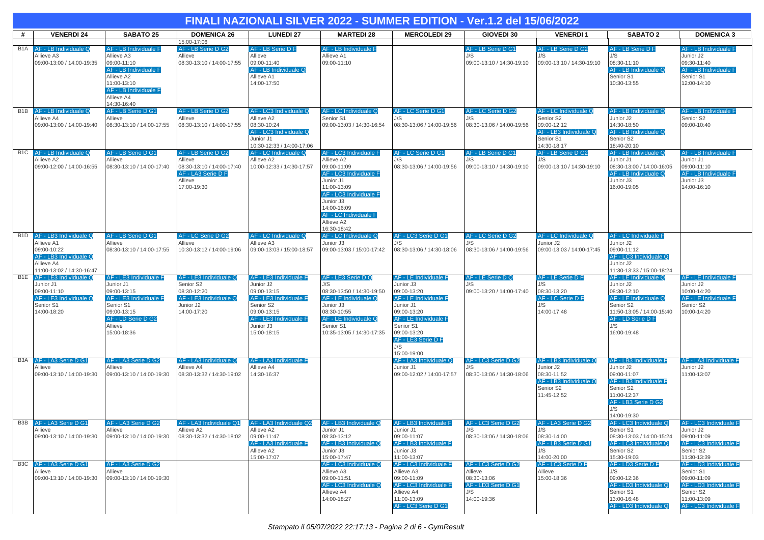# FINALI NAZIONALI SILVER 2022 - SUMMER EDITION - Ver.1.2 del 15/06/2022

| # | VENERDI 24 | SABATO 25 | DOMENICA 26 | LUNEDI 27 | MARTEDI 28 | MERCOLEDI 29 | GIOVEDI 30 | VENERDI 1 | SABATO 2 | DOMENICA 3 |
|---|---|---|---|---|---|---|---|---|---|---|
| | | | 15:00-17:06 | | | | | | | |
| B1A | AF - LB Individuale Q<br>Allieve A3<br>09:00-13:00 / 14:00-19:35 | AF - LB Individuale F<br>Allieve A3<br>09:00-11:10<br>AF - LB Individuale F<br>Allieve A2<br>11:00-13:10<br>AF - LB Individuale F<br>Allieve A4<br>14:30-16:40 | AF - LB Serie D G2<br>Allieve<br>08:30-13:10 / 14:00-17:55 | AF - LB Serie D F<br>Allieve<br>09:00-11:40<br>AF - LB Individuale Q<br>Allieve A1<br>14:00-17:50 | AF - LB Individuale F<br>Allieve A1<br>09:00-11:10 | | AF - LB Serie D G1<br>J/S<br>09:00-13:10 / 14:30-19:10 | AF - LB Serie D G2<br>J/S<br>09:00-13:10 / 14:30-19:10 | AF - LB Serie D F<br>J/S<br>08:30-11:10<br>AF - LB Individuale Q<br>Senior S1<br>10:30-13:55 | AF - LB Individuale F<br>Junior J2<br>09:30-11:40<br>AF - LB Individuale F<br>Senior S1<br>12:00-14:10 |
| B1B | AF - LB Individuale Q<br>Allieve A4<br>09:00-13:00 / 14:00-19:40 | AF - LB Serie D G1<br>Allieve<br>08:30-13:10 / 14:00-17:55 | AF - LB Serie D G2<br>Allieve<br>08:30-13:10 / 14:00-17:55 | AF - LC3 Individuale Q<br>Allieve A2<br>08:30-10:24<br>AF - LC3 Individuale Q<br>Junior J1<br>10:30-12:33 / 14:00-17:06 | AF - LC Individuale Q<br>Senior S1<br>09:00-13:03 / 14:30-16:54 | AF - LC Serie D G1<br>J/S<br>08:30-13:06 / 14:00-19:56 | AF - LC Serie D G2<br>J/S<br>08:30-13:06 / 14:00-19:56 | AF - LC Individuale Q<br>Senior S2<br>09:00-12:12<br>AF - LB3 Individuale Q<br>Senior S1<br>14:30-18:17 | AF - LB Individuale Q<br>Junior J2<br>14:30-18:50<br>AF - LB Individuale Q<br>Senior S2<br>18:40-20:10 | AF - LB Individuale F<br>Senior S2<br>09:00-10:40 |
| B1C | AF - LB Individuale Q<br>Allieve A2<br>09:00-12:00 / 14:00-16:55 | AF - LB Serie D G1<br>Allieve<br>08:30-13:10 / 14:00-17:40 | AF - LB Serie D G2<br>Allieve<br>08:30-13:10 / 14:00-17:40<br>AF - LA3 Serie D F<br>Allieve<br>17:00-19:30 | AF - LC Individuale Q<br>Allieve A2<br>10:00-12:33 / 14:30-17:57 | AF - LC3 Individuale F<br>Allieve A2<br>09:00-11:09<br>AF - LC3 Individuale F<br>Junior J1<br>11:00-13:09<br>AF - LC3 Individuale F<br>Junior J3<br>14:00-16:09<br>AF - LC Individuale F<br>Allieve A2<br>16:30-18:42 | AF - LC Serie D G1<br>J/S<br>08:30-13:06 / 14:00-19:56 | AF - LB Serie D G1<br>J/S<br>09:00-13:10 / 14:30-19:10 | AF - LB Serie D G2<br>J/S<br>09:00-13:10 / 14:30-19:10 | AF - LB Individuale Q<br>Junior J1<br>08:30-13:00 / 14:00-16:05<br>AF - LB Individuale Q<br>Junior J3<br>16:00-19:05 | AF - LB Individuale F<br>Junior J1<br>09:00-11:10<br>AF - LB Individuale F<br>Junior J3<br>14:00-16:10 |
| B1D | AF - LB3 Individuale Q<br>Allieve A1<br>09:00-10:22<br>AF - LB3 Individuale Q<br>Allieve A4<br>11:00-13:02 / 14:30-16:47 | AF - LB Serie D G1<br>Allieve<br>08:30-13:10 / 14:00-17:55 | AF - LC Serie D G2<br>Allieve<br>10:30-13:12 / 14:00-19:06 | AF - LC Individuale Q<br>Allieve A3<br>09:00-13:03 / 15:00-18:57 | AF - LC Individuale Q<br>Junior J3<br>09:00-13:03 / 15:00-17:42 | AF - LC3 Serie D G1<br>J/S<br>08:30-13:06 / 14:30-18:06 | AF - LC Serie D G2<br>J/S<br>08:30-13:06 / 14:00-19:56 | AF - LC Individuale Q<br>Junior J2<br>09:00-13:03 / 14:00-17:45 | AF - LC Individuale F<br>Junior J2<br>09:00-11:12<br>AF - LC3 Individuale Q<br>Junior J2<br>11:30-13:33 / 15:00-18:24 | |
| B1E | AF - LE3 Individuale Q<br>Junior J1<br>09:00-11:10<br>AF - LE3 Individuale Q<br>Senior S1<br>14:00-18:20 | AF - LE3 Individuale F<br>Junior J1<br>09:00-13:15<br>AF - LE3 Individuale F<br>Senior S1<br>09:00-13:15<br>AF - LD Serie D G2<br>Allieve<br>15:00-18:36 | AF - LE3 Individuale Q<br>Senior S2<br>08:30-12:20<br>AF - LE3 Individuale Q<br>Junior J2<br>14:00-17:20 | AF - LE3 Individuale F<br>Junior J2<br>09:00-13:15<br>AF - LE3 Individuale F<br>Senior S2<br>09:00-13:15<br>AF - LE3 Individuale F<br>Junior J3<br>15:00-18:15 | AF - LE3 Serie D Q<br>J/S<br>08:30-13:50 / 14:30-19:50<br>AF - LE Individuale Q<br>Junior J3<br>08:30-10:55<br>AF - LE Individuale Q<br>Senior S1<br>10:35-13:05 / 14:30-17:35 | AF - LE Individuale F<br>Junior J3<br>09:00-13:20<br>AF - LE Individuale F<br>Junior J1<br>09:00-13:20<br>AF - LE Individuale F<br>Senior S1<br>09:00-13:20<br>AF - LE3 Serie D F<br>J/S<br>15:00-19:00 | AF - LE Serie D Q<br>J/S<br>09:00-13:20 / 14:00-17:40 | AF - LE Serie D F<br>J/S<br>08:30-13:20<br>AF - LC Serie D F<br>J/S<br>14:00-17:48 | AF - LE Individuale Q<br>Junior J2<br>08:30-12:10<br>AF - LE Individuale Q<br>Senior S2<br>11:50-13:05 / 14:00-15:40<br>AF - LD Serie D F<br>J/S<br>16:00-19:48 | AF - LE Individuale F<br>Junior J2<br>10:00-14:20<br>AF - LE Individuale F<br>Senior S2<br>10:00-14:20 |
| B3A | AF - LA3 Serie D G1<br>Allieve<br>09:00-13:10 / 14:00-19:30 | AF - LA3 Serie D G2<br>Allieve<br>09:00-13:10 / 14:00-19:30 | AF - LA3 Individuale Q<br>Allieve A4<br>08:30-13:32 / 14:30-19:02 | AF - LA3 Individuale F<br>Allieve A4<br>14:30-16:37 | | AF - LA3 Individuale Q<br>Junior J1<br>09:00-12:02 / 14:00-17:57 | AF - LC3 Serie D G2<br>J/S<br>08:30-13:06 / 14:30-18:06 | AF - LB3 Individuale Q<br>Junior J2<br>08:30-11:52<br>AF - LB3 Individuale Q<br>Senior S2<br>11:45-12:52 | AF - LB3 Individuale F<br>Junior J2<br>09:00-11:07<br>AF - LB3 Individuale F<br>Senior S2<br>11:00-12:37<br>AF - LB3 Serie D G2<br>J/S<br>14:00-19:30 | AF - LA3 Individuale F<br>Junior J2<br>11:00-13:07 |
| B3B | AF - LA3 Serie D G1<br>Allieve<br>09:00-13:10 / 14:00-19:30 | AF - LA3 Serie D G2<br>Allieve<br>09:00-13:10 / 14:00-19:30 | AF - LA3 Individuale Q1<br>Allieve A2<br>08:30-13:32 / 14:30-18:02 | AF - LA3 Individuale Q2<br>Allieve A2<br>09:00-11:47<br>AF - LA3 Individuale F<br>Allieve A2<br>15:00-17:07 | AF - LB3 Individuale Q<br>Junior J1<br>08:30-13:12<br>AF - LB3 Individuale Q<br>Junior J3<br>15:00-17:47 | AF - LB3 Individuale F<br>Junior J1<br>09:00-11:07<br>AF - LB3 Individuale F<br>Junior J3<br>11:00-13:07 | AF - LC3 Serie D G2<br>J/S<br>08:30-13:06 / 14:30-18:06 | AF - LA3 Serie D G2<br>J/S<br>08:30-14:00<br>AF - LB3 Serie D G1<br>J/S<br>14:00-20:00 | AF - LC3 Individuale Q<br>Senior S1<br>08:30-13:03 / 14:00-15:24<br>AF - LC3 Individuale Q<br>Senior S2<br>15:30-19:03 | AF - LC3 Individuale F<br>Junior J2<br>09:00-11:09<br>AF - LC3 Individuale F<br>Senior S2<br>11:30-13:39 |
| B3C | AF - LA3 Serie D G1<br>Allieve<br>09:00-13:10 / 14:00-19:30 | AF - LA3 Serie D G2<br>Allieve<br>09:00-13:10 / 14:00-19:30 | | | AF - LC3 Individuale Q<br>Allieve A3<br>09:00-11:51<br>AF - LC3 Individuale Q<br>Allieve A4<br>14:00-18:27 | AF - LC3 Individuale F<br>Allieve A3<br>09:00-11:09<br>AF - LC3 Individuale F<br>Allieve A4<br>11:00-13:09<br>AF - LC3 Serie D G1 | AF - LC3 Serie D G2<br>Allieve<br>08:30-13:06<br>AF - LD3 Serie D G1<br>J/S<br>14:00-19:36 | AF - LC3 Serie D F<br>Allieve<br>15:00-18:36 | AF - LD3 Serie D F<br>J/S<br>09:00-12:36<br>AF - LD3 Individuale Q<br>Senior S1<br>13:00-16:48<br>AF - LD3 Individuale Q | AF - LD3 Individuale F<br>Senior S1<br>09:00-11:09<br>AF - LD3 Individuale F<br>Senior S2<br>11:00-13:09<br>AF - LC3 Individuale F |

*Stampato il 05/07/2022 22:17:13 - Pagina 2 di 6 - GymResult*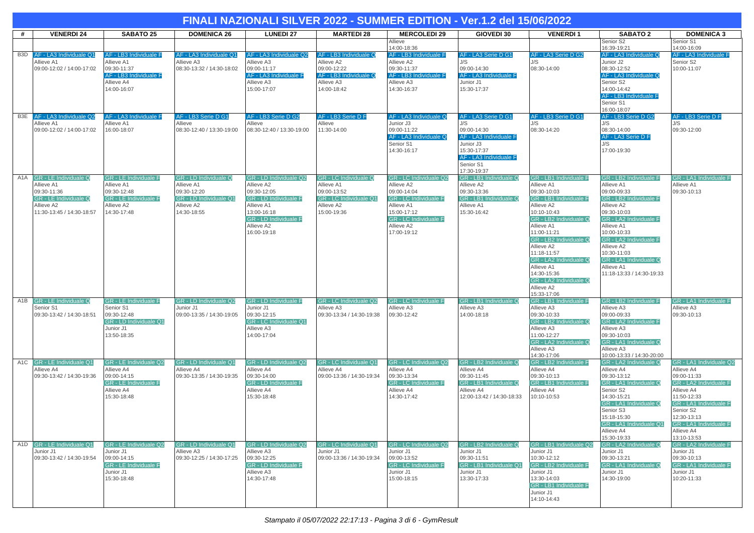# FINALI NAZIONALI SILVER 2022 - SUMMER EDITION - Ver.1.2 del 15/06/2022

| # | VENERDI 24 | SABATO 25 | DOMENICA 26 | LUNEDI 27 | MARTEDI 28 | MERCOLEDI 29 | GIOVEDI 30 | VENERDI 1 | SABATO 2 | DOMENICA 3 |
|---|---|---|---|---|---|---|---|---|---|---|
| | | | | | | Allieve<br>14:00-18:36 | | | Senior S2<br>16:39-19:21 | Senior S1<br>14:00-16:09 |
| B3D | AF - LA3 Individuale Q1<br>Allieve A1<br>09:00-12:02 / 14:00-17:02 | AF - LB3 Individuale F<br>Allieve A1<br>09:30-11:37<br>AF - LB3 Individuale F<br>Allieve A4<br>14:00-16:07 | AF - LA3 Individuale Q1<br>Allieve A3<br>08:30-13:32 / 14:30-18:02 | AF - LA3 Individuale Q2<br>Allieve A3<br>09:00-11:17<br>AF - LA3 Individuale F<br>Allieve A3<br>15:00-17:07 | AF - LB3 Individuale Q<br>Allieve A2<br>09:00-12:22<br>AF - LB3 Individuale Q<br>Allieve A3<br>14:00-18:42 | AF - LB3 Individuale F<br>Allieve A2<br>09:30-11:37<br>AF - LB3 Individuale F<br>Allieve A3<br>14:30-16:37 | AF - LA3 Serie D G1<br>J/S<br>09:00-14:30<br>AF - LA3 Individuale F<br>Junior J1<br>15:30-17:37 | AF - LA3 Serie D G2<br>J/S<br>08:30-14:00 | AF - LA3 Individuale Q<br>Junior J2<br>08:30-12:52<br>AF - LA3 Individuale Q<br>Senior S2<br>14:00-14:42<br>AF - LB3 Individuale F<br>Senior S1<br>16:00-18:07 | AF - LA3 Individuale F<br>Senior S2<br>10:00-11:07 |
| B3E | AF - LA3 Individuale Q2<br>Allieve A1<br>09:00-12:02 / 14:00-17:02 | AF - LA3 Individuale F<br>Allieve A1<br>16:00-18:07 | AF - LB3 Serie D G1<br>Allieve<br>08:30-12:40 / 13:30-19:00 | AF - LB3 Serie D G2<br>Allieve<br>08:30-12:40 / 13:30-19:00 | AF - LB3 Serie D F<br>Allieve<br>11:30-14:00 | AF - LA3 Individuale Q<br>Junior J3<br>09:00-11:22<br>AF - LA3 Individuale Q<br>Senior S1<br>14:30-16:17 | AF - LA3 Serie D G1<br>J/S<br>09:00-14:30<br>AF - LA3 Individuale F<br>Junior J3<br>15:30-17:37<br>AF - LA3 Individuale F<br>Senior S1<br>17:30-19:37 | AF - LB3 Serie D G1<br>J/S<br>08:30-14:20 | AF - LB3 Serie D G2<br>J/S<br>08:30-14:00<br>AF - LA3 Serie D F<br>J/S<br>17:00-19:30 | AF - LB3 Serie D F<br>J/S<br>09:30-12:00 |
| A1A | GR - LE Individuale Q<br>Allieve A1<br>09:30-11:36<br>GR - LE Individuale Q<br>Allieve A2<br>11:30-13:45 / 14:30-18:57 | GR - LE Individuale F<br>Allieve A1<br>09:30-12:48<br>GR - LE Individuale F<br>Allieve A2<br>14:30-17:48 | GR - LD Individuale Q<br>Allieve A1<br>09:30-12:20<br>GR - LD Individuale Q1<br>Allieve A2<br>14:30-18:55 | GR - LD Individuale Q2<br>Allieve A2<br>09:30-12:05<br>GR - LD Individuale F<br>Allieve A1<br>13:00-16:18<br>GR - LD Individuale F<br>Allieve A2<br>16:00-19:18 | GR - LC Individuale Q<br>Allieve A1<br>09:00-13:52<br>GR - LC Individuale Q1<br>Allieve A2<br>15:00-19:36 | GR - LC Individuale Q2<br>Allieve A2<br>09:00-14:04<br>GR - LC Individuale F<br>Allieve A1<br>15:00-17:12<br>GR - LC Individuale F<br>Allieve A2<br>17:00-19:12 | GR - LB1 Individuale Q<br>Allieve A2<br>09:30-13:36<br>GR - LB1 Individuale Q<br>Allieve A1<br>15:30-16:42 | GR - LB1 Individuale F<br>Allieve A1<br>09:30-10:03<br>GR - LB1 Individuale F<br>Allieve A2<br>10:10-10:43<br>GR - LB2 Individuale Q<br>Allieve A1<br>11:00-11:21<br>GR - LB2 Individuale Q<br>Allieve A2<br>11:18-11:57<br>GR - LA2 Individuale Q<br>Allieve A1<br>14:30-15:36<br>GR - LA2 Individuale Q<br>Allieve A2<br>15:33-17:06 | GR - LB2 Individuale F<br>Allieve A1<br>09:00-09:33<br>GR - LB2 Individuale F<br>Allieve A2<br>09:30-10:03<br>GR - LA2 Individuale F<br>Allieve A1<br>10:00-10:33<br>GR - LA2 Individuale F<br>Allieve A2<br>10:30-11:03<br>GR - LA1 Individuale Q<br>Allieve A1<br>11:18-13:33 / 14:30-19:33 | GR - LA1 Individuale F<br>Allieve A1<br>09:30-10:13 |
| A1B | GR - LE Individuale Q<br>Senior S1<br>09:30-13:42 / 14:30-18:51 | GR - LE Individuale F<br>Senior S1<br>09:30-12:48<br>GR - LD Individuale Q1<br>Junior J1<br>13:50-18:35 | GR - LD Individuale Q2<br>Junior J1<br>09:00-13:35 / 14:30-19:05 | GR - LD Individuale F<br>Junior J1<br>09:30-12:15<br>GR - LC Individuale Q1<br>Allieve A3<br>14:00-17:04 | GR - LC Individuale Q2<br>Allieve A3<br>09:30-13:34 / 14:30-19:38 | GR - LC Individuale F<br>Allieve A3<br>09:30-12:42 | GR - LB1 Individuale Q<br>Allieve A3<br>14:00-18:18 | GR - LB1 Individuale F<br>Allieve A3<br>09:30-10:33<br>GR - LB2 Individuale Q<br>Allieve A3<br>11:00-12:27<br>GR - LA2 Individuale Q<br>Allieve A3<br>14:30-17:06 | GR - LB2 Individuale F<br>Allieve A3<br>09:00-09:33<br>GR - LA2 Individuale F<br>Allieve A3<br>09:30-10:03<br>GR - LA1 Individuale Q<br>Allieve A3<br>10:00-13:33 / 14:30-20:00 | GR - LA1 Individuale F<br>Allieve A3<br>09:30-10:13 |
| A1C | GR - LE Individuale Q1<br>Allieve A4<br>09:30-13:42 / 14:30-19:36 | GR - LE Individuale Q2<br>Allieve A4<br>09:00-14:15<br>GR - LE Individuale F<br>Allieve A4<br>15:30-18:48 | GR - LD Individuale Q1<br>Allieve A4<br>09:30-13:35 / 14:30-19:35 | GR - LD Individuale Q2<br>Allieve A4<br>09:30-14:00<br>GR - LD Individuale F<br>Allieve A4<br>15:30-18:48 | GR - LC Individuale Q1<br>Allieve A4<br>09:00-13:36 / 14:30-19:34 | GR - LC Individuale Q2<br>Allieve A4<br>09:30-13:34<br>GR - LC Individuale F<br>Allieve A4<br>14:30-17:42 | GR - LB2 Individuale Q<br>Allieve A4<br>09:30-11:45<br>GR - LB1 Individuale Q<br>Allieve A4<br>12:00-13:42 / 14:30-18:33 | GR - LB2 Individuale F<br>Allieve A4<br>09:30-10:13<br>GR - LB1 Individuale F<br>Allieve A4<br>10:10-10:53 | GR - LA2 Individuale Q<br>Allieve A4<br>09:30-13:12<br>GR - LA1 Individuale Q<br>Senior S2<br>14:30-15:21<br>GR - LA1 Individuale Q<br>Senior S3<br>15:18-15:30<br>GR - LA1 Individuale Q1<br>Allieve A4<br>15:30-19:33 | GR - LA1 Individuale Q2<br>Allieve A4<br>09:00-11:33<br>GR - LA2 Individuale F<br>Allieve A4<br>11:50-12:33<br>GR - LA1 Individuale F<br>Senior S2<br>12:30-13:13<br>GR - LA1 Individuale F<br>Allieve A4<br>13:10-13:53 |
| A1D | GR - LE Individuale Q1<br>Junior J1<br>09:30-13:42 / 14:30-19:54 | GR - LE Individuale Q2<br>Junior J1<br>09:00-14:15<br>GR - LE Individuale F<br>Junior J1<br>15:30-18:48 | GR - LD Individuale Q1<br>Allieve A3<br>09:30-12:25 / 14:30-17:25 | GR - LD Individuale Q2<br>Allieve A3<br>09:30-12:25<br>GR - LD Individuale F<br>Allieve A3<br>14:30-17:48 | GR - LC Individuale Q1<br>Junior J1<br>09:00-13:36 / 14:30-19:34 | GR - LC Individuale Q2<br>Junior J1<br>09:00-13:52<br>GR - LC Individuale F<br>Junior J1<br>15:00-18:15 | GR - LB2 Individuale Q<br>Junior J1<br>09:30-11:51<br>GR - LB1 Individuale Q1<br>Junior J1<br>13:30-17:33 | GR - LB1 Individuale Q2<br>Junior J1<br>10:30-12:12<br>GR - LB2 Individuale F<br>Junior J1<br>13:30-14:03<br>GR - LB1 Individuale F<br>Junior J1<br>14:10-14:43 | GR - LA2 Individuale Q<br>Junior J1<br>09:30-13:21<br>GR - LA1 Individuale Q<br>Junior J1<br>14:30-19:00 | GR - LA2 Individuale F<br>Junior J1<br>09:30-10:13<br>GR - LA1 Individuale F<br>Junior J1<br>10:20-11:33 |

*Stampato il 05/07/2022 22:17:13 - Pagina 3 di 6 - GymResult*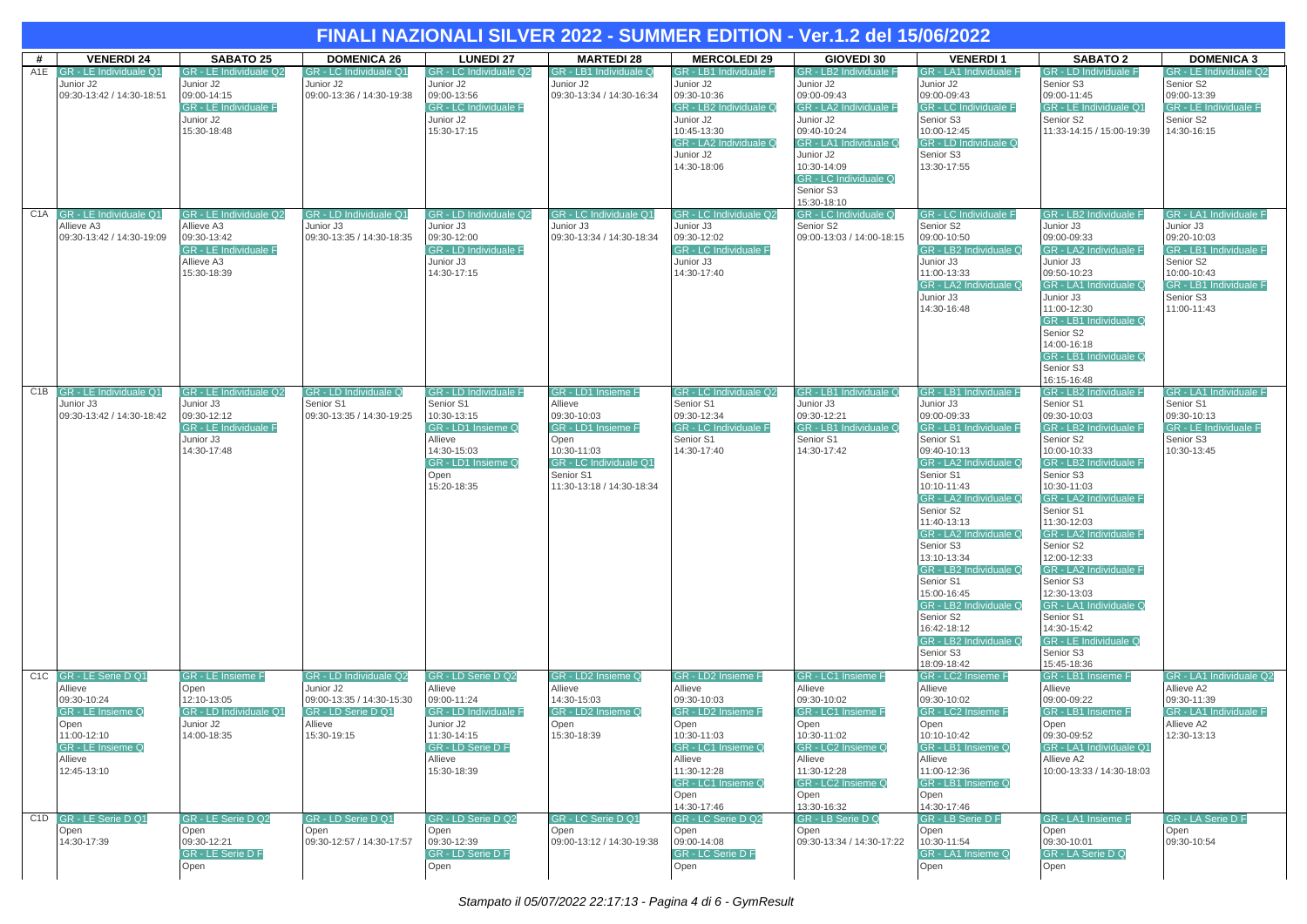# FINALI NAZIONALI SILVER 2022 - SUMMER EDITION - Ver.1.2 del 15/06/2022

| # | VENERDI 24 | SABATO 25 | DOMENICA 26 | LUNEDI 27 | MARTEDI 28 | MERCOLEDI 29 | GIOVEDI 30 | VENERDI 1 | SABATO 2 | DOMENICA 3 |
|---|---|---|---|---|---|---|---|---|---|---|
| A1E | GR - LE Individuale Q1<br>Junior J2<br>09:30-13:42 / 14:30-18:51 | GR - LE Individuale Q2<br>Junior J2<br>09:00-14:15<br>GR - LE Individuale F<br>Junior J2<br>15:30-18:48 | GR - LC Individuale Q1<br>Junior J2<br>09:00-13:36 / 14:30-19:38 | GR - LC Individuale Q2<br>Junior J2<br>09:00-13:56<br>GR - LC Individuale F<br>Junior J2<br>15:30-17:15 | GR - LB1 Individuale Q<br>Junior J2<br>09:30-13:34 / 14:30-16:34 | GR - LB1 Individuale F<br>Junior J2<br>09:30-10:36<br>GR - LB2 Individuale Q<br>Junior J2<br>10:45-13:30<br>GR - LA2 Individuale Q<br>Junior J2<br>14:30-18:06 | GR - LB2 Individuale F<br>Junior J2<br>09:00-09:43<br>GR - LA2 Individuale F<br>Junior J2<br>09:40-10:24<br>GR - LA1 Individuale Q<br>Junior J2<br>10:30-14:09<br>GR - LC Individuale Q<br>Senior S3<br>15:30-18:10 | GR - LA1 Individuale F<br>Junior J2<br>09:00-09:43<br>GR - LC Individuale F<br>Senior S3<br>10:00-12:45<br>GR - LD Individuale Q<br>Senior S3<br>13:30-17:55 | GR - LD Individuale F<br>Senior S3<br>09:00-11:45<br>GR - LE Individuale Q1<br>Senior S2<br>11:33-14:15 / 15:00-19:39 | GR - LE Individuale Q2<br>Senior S2<br>09:00-13:39<br>GR - LE Individuale F<br>Senior S2<br>14:30-16:15 |
| C1A | GR - LE Individuale Q1<br>Allieve A3<br>09:30-13:42 / 14:30-19:09 | GR - LE Individuale Q2<br>Allieve A3<br>09:30-13:42<br>GR - LE Individuale F<br>Allieve A3<br>15:30-18:39 | GR - LD Individuale Q1<br>Junior J3<br>09:30-13:35 / 14:30-18:35 | GR - LD Individuale Q2<br>Junior J3<br>09:30-12:00<br>GR - LD Individuale F<br>Junior J3<br>14:30-17:15 | GR - LC Individuale Q1<br>Junior J3<br>09:30-13:34 / 14:30-18:34 | GR - LC Individuale Q2<br>Junior J3<br>09:30-12:02<br>GR - LC Individuale F<br>Junior J3<br>14:30-17:40 | GR - LC Individuale Q<br>Senior S2<br>09:00-13:03 / 14:00-18:15 | GR - LC Individuale F<br>Senior S2<br>09:00-10:50<br>GR - LB2 Individuale Q<br>Junior J3<br>11:00-13:33<br>GR - LA2 Individuale Q<br>Junior J3<br>14:30-16:48 | GR - LB2 Individuale F<br>Junior J3<br>09:00-09:33<br>GR - LA2 Individuale F<br>Junior J3<br>09:50-10:23<br>GR - LA1 Individuale Q<br>Junior J3<br>11:00-12:30<br>GR - LB1 Individuale Q<br>Senior S2<br>14:00-16:18<br>GR - LB1 Individuale Q<br>Senior S3<br>16:15-16:48 | GR - LA1 Individuale F<br>Junior J3<br>09:20-10:03<br>GR - LB1 Individuale F<br>Senior S2<br>10:00-10:43<br>GR - LB1 Individuale F<br>Senior S3<br>11:00-11:43 |
| C1B | GR - LE Individuale Q1<br>Junior J3<br>09:30-13:42 / 14:30-18:42 | GR - LE Individuale Q2<br>Junior J3<br>09:30-12:12<br>GR - LE Individuale F<br>Junior J3<br>14:30-17:48 | GR - LD Individuale Q<br>Senior S1<br>09:30-13:35 / 14:30-19:25 | GR - LD Individuale F<br>Senior S1<br>10:30-13:15<br>GR - LD1 Insieme Q<br>Allieve<br>14:30-15:03<br>GR - LD1 Insieme Q<br>Open<br>15:20-18:35 | GR - LD1 Insieme F<br>Allieve<br>09:30-10:03<br>GR - LD1 Insieme F<br>Open<br>10:30-11:03<br>GR - LC Individuale Q1<br>Senior S1<br>11:30-13:18 / 14:30-18:34 | GR - LC Individuale Q2<br>Senior S1<br>09:30-12:34<br>GR - LC Individuale F<br>Senior S1<br>14:30-17:40 | GR - LB1 Individuale Q<br>Junior J3<br>09:30-12:21<br>GR - LB1 Individuale Q<br>Senior S1<br>14:30-17:42 | GR - LB1 Individuale F<br>Junior J3<br>09:00-09:33<br>GR - LB1 Individuale F<br>Senior S1<br>09:40-10:13<br>GR - LA2 Individuale Q<br>Senior S1<br>10:10-11:43<br>GR - LA2 Individuale Q<br>Senior S2<br>11:40-13:13<br>GR - LA2 Individuale Q<br>Senior S3<br>13:10-13:34<br>GR - LB2 Individuale Q<br>Senior S1<br>15:00-16:45<br>GR - LB2 Individuale Q<br>Senior S2<br>16:42-18:12<br>GR - LB2 Individuale Q<br>Senior S3<br>18:09-18:42 | GR - LB2 Individuale F<br>Senior S1<br>09:30-10:03<br>GR - LB2 Individuale F<br>Senior S2<br>10:00-10:33<br>GR - LB2 Individuale F<br>Senior S3<br>10:30-11:03<br>GR - LA2 Individuale F<br>Senior S1<br>11:30-12:03<br>GR - LA2 Individuale F<br>Senior S2<br>12:00-12:33<br>GR - LA2 Individuale F<br>Senior S3<br>12:30-13:03<br>GR - LA1 Individuale Q<br>Senior S1<br>14:30-15:42<br>GR - LE Individuale Q<br>Senior S3<br>15:45-18:36 | GR - LA1 Individuale F<br>Senior S1<br>09:30-10:13<br>GR - LE Individuale F<br>Senior S3<br>10:30-13:45 |
| C1C | GR - LE Serie D Q1<br>Allieve<br>09:30-10:24<br>GR - LE Insieme Q<br>Open<br>11:00-12:10<br>GR - LE Insieme Q<br>Allieve<br>12:45-13:10 | GR - LE Insieme F<br>Open<br>12:10-13:05<br>GR - LD Individuale Q1<br>Junior J2<br>14:00-18:35 | GR - LD Individuale Q2<br>Junior J2<br>09:00-13:35 / 14:30-15:30<br>GR - LD Serie D Q1<br>Allieve<br>15:30-19:15 | GR - LD Serie D Q2<br>Allieve<br>09:00-11:24<br>GR - LD Individuale F<br>Junior J2<br>11:30-14:15<br>GR - LD Serie D F<br>Allieve<br>15:30-18:39 | GR - LD2 Insieme Q<br>Allieve<br>14:30-15:03<br>GR - LD2 Insieme Q<br>Open<br>15:30-18:39 | GR - LD2 Insieme F<br>Allieve<br>09:30-10:03<br>GR - LD2 Insieme F<br>Open<br>10:30-11:03<br>GR - LC1 Insieme Q<br>Allieve<br>11:30-12:28<br>GR - LC1 Insieme Q<br>Open<br>14:30-17:46 | GR - LC1 Insieme F<br>Allieve<br>09:30-10:02<br>GR - LC1 Insieme F<br>Open<br>10:30-11:02<br>GR - LC2 Insieme Q<br>Allieve<br>11:30-12:28<br>GR - LC2 Insieme Q<br>Open<br>13:30-16:32 | GR - LC2 Insieme F<br>Allieve<br>09:30-10:02<br>GR - LC2 Insieme F<br>Open<br>10:10-10:42<br>GR - LB1 Insieme Q<br>Allieve<br>11:00-12:36<br>GR - LB1 Insieme Q<br>Open<br>14:30-17:46 | GR - LB1 Insieme F<br>Allieve<br>09:00-09:22<br>GR - LB1 Insieme F<br>Open<br>09:30-09:52<br>GR - LA1 Individuale Q1<br>Allieve A2<br>10:00-13:33 / 14:30-18:03 | GR - LA1 Individuale Q2<br>Allieve A2<br>09:30-11:39<br>GR - LA1 Individuale F<br>Allieve A2<br>12:30-13:13 |
| C1D | GR - LE Serie D Q1<br>Open<br>14:30-17:39 | GR - LE Serie D Q2<br>Open<br>09:30-12:21<br>GR - LE Serie D F<br>Open | GR - LD Serie D Q1<br>Open<br>09:30-12:57 / 14:30-17:57 | GR - LD Serie D Q2<br>Open<br>09:30-12:39<br>GR - LD Serie D F<br>Open | GR - LC Serie D Q1<br>Open<br>09:00-13:12 / 14:30-19:38 | GR - LC Serie D Q2<br>Open<br>09:00-14:08<br>GR - LC Serie D F<br>Open | GR - LB Serie D Q<br>Open<br>09:30-13:34 / 14:30-17:22 | GR - LB Serie D F<br>Open<br>10:30-11:54<br>GR - LA1 Insieme Q<br>Open | GR - LA1 Insieme F<br>Open<br>09:30-10:01<br>GR - LA Serie D Q<br>Open | GR - LA Serie D F<br>Open<br>09:30-10:54 |

*Stampato il 05/07/2022 22:17:13 - Pagina 4 di 6 - GymResult*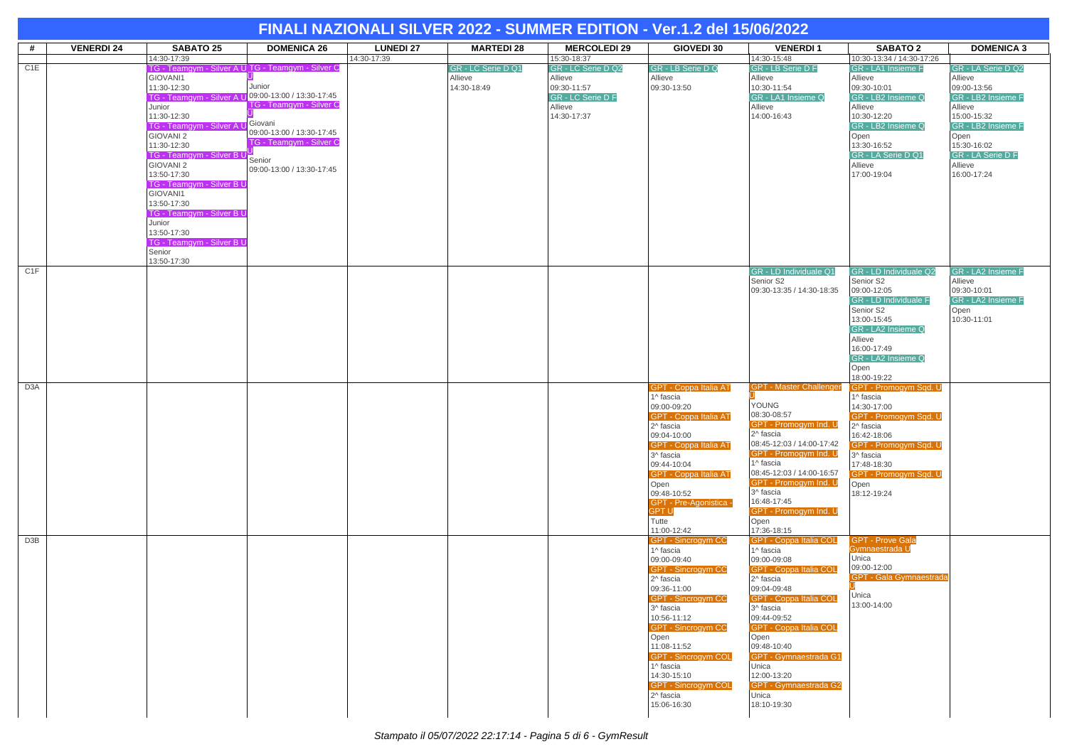# FINALI NAZIONALI SILVER 2022 - SUMMER EDITION - Ver.1.2 del 15/06/2022

| # | VENERDI 24 | SABATO 25 | DOMENICA 26 | LUNEDI 27 | MARTEDI 28 | MERCOLEDI 29 | GIOVEDI 30 | VENERDI 1 | SABATO 2 | DOMENICA 3 |
|---|---|---|---|---|---|---|---|---|---|---|
| | | 14:30-17:39 | | 14:30-17:39 | | 15:30-18:37 | | 14:30-15:48 | 10:30-13:34 / 14:30-17:26 | |
| C1E | | TG - Teamgym - Silver A U<br>GIOVANI1<br>11:30-12:30<br>TG - Teamgym - Silver A U<br>Junior<br>11:30-12:30<br>TG - Teamgym - Silver A U<br>GIOVANI 2<br>11:30-12:30<br>TG - Teamgym - Silver B U<br>GIOVANI 2<br>13:50-17:30<br>TG - Teamgym - Silver B U<br>GIOVANI1<br>13:50-17:30<br>TG - Teamgym - Silver B U<br>Junior<br>13:50-17:30<br>TG - Teamgym - Silver B U<br>Senior<br>13:50-17:30 | TG - Teamgym - Silver C U<br>Junior<br>09:00-13:00 / 13:30-17:45<br>TG - Teamgym - Silver C U<br>Giovani<br>09:00-13:00 / 13:30-17:45<br>TG - Teamgym - Silver C U<br>Senior<br>09:00-13:00 / 13:30-17:45 | | GR - LC Serie D Q1<br>Allieve<br>14:30-18:49 | GR - LC Serie D Q2<br>Allieve<br>09:30-11:57<br>GR - LC Serie D F<br>Allieve<br>14:30-17:37 | GR - LB Serie D Q<br>Allieve<br>09:30-13:50 | GR - LB Serie D F<br>Allieve<br>10:30-11:54<br>GR - LA1 Insieme Q<br>Allieve<br>14:00-16:43 | GR - LA1 Insieme F<br>Allieve<br>09:30-10:01<br>GR - LB2 Insieme Q<br>Allieve<br>10:30-12:20<br>GR - LB2 Insieme Q<br>Open<br>13:30-16:52<br>GR - LA Serie D Q1<br>Allieve<br>17:00-19:04 | GR - LA Serie D Q2<br>Allieve<br>09:00-13:56<br>GR - LB2 Insieme F<br>Allieve<br>15:00-15:32<br>GR - LB2 Insieme F<br>Open<br>15:30-16:02<br>GR - LA Serie D F<br>Allieve<br>16:00-17:24 |
| C1F | | | | | | | | GR - LD Individuale Q1<br>Senior S2<br>09:30-13:35 / 14:30-18:35 | GR - LD Individuale Q2<br>Senior S2<br>09:00-12:05<br>GR - LD Individuale F<br>Senior S2<br>13:00-15:45<br>GR - LA2 Insieme Q<br>Allieve<br>16:00-17:49<br>GR - LA2 Insieme Q<br>Open<br>18:00-19:22 | GR - LA2 Insieme F<br>Allieve<br>09:30-10:01<br>GR - LA2 Insieme F<br>Open<br>10:30-11:01 |
| D3A | | | | | | | GPT - Coppa Italia AT<br>1^ fascia<br>09:00-09:20<br>GPT - Coppa Italia AT<br>2^ fascia<br>09:04-10:00<br>GPT - Coppa Italia AT<br>3^ fascia<br>09:44-10:04<br>GPT - Coppa Italia AT<br>Open<br>09:48-10:52<br>GPT - Pre-Agonistica - GPT U<br>Tutte<br>11:00-12:42 | GPT - Master Challenger U<br>YOUNG<br>08:30-08:57<br>GPT - Promogym Ind. U<br>2^ fascia<br>08:45-12:03 / 14:00-17:42<br>GPT - Promogym Ind. U<br>1^ fascia<br>08:45-12:03 / 14:00-16:57<br>GPT - Promogym Ind. U<br>3^ fascia<br>16:48-17:45<br>GPT - Promogym Ind. U<br>Open<br>17:36-18:15 | GPT - Promogym Sqd. U<br>1^ fascia<br>14:30-17:00<br>GPT - Promogym Sqd. U<br>2^ fascia<br>16:42-18:06<br>GPT - Promogym Sqd. U<br>3^ fascia<br>17:48-18:30<br>GPT - Promogym Sqd. U<br>Open<br>18:12-19:24 | |
| D3B | | | | | | | GPT - Sincrogym CC<br>1^ fascia<br>09:00-09:40<br>GPT - Sincrogym CC<br>2^ fascia<br>09:36-11:00<br>GPT - Sincrogym CC<br>3^ fascia<br>10:56-11:12<br>GPT - Sincrogym CC<br>Open<br>11:08-11:52<br>GPT - Sincrogym COL<br>1^ fascia<br>14:30-15:10<br>GPT - Sincrogym COL<br>2^ fascia<br>15:06-16:30 | GPT - Coppa Italia COL<br>1^ fascia<br>09:00-09:08<br>GPT - Coppa Italia COL<br>2^ fascia<br>09:04-09:48<br>GPT - Coppa Italia COL<br>3^ fascia<br>09:44-09:52<br>GPT - Coppa Italia COL<br>Open<br>09:48-10:40<br>GPT - Gymnaestrada G1<br>Unica<br>12:00-13:20<br>GPT - Gymnaestrada G2<br>Unica<br>18:10-19:30 | GPT - Prove Gala Gymnaestrada U<br>Unica<br>09:00-12:00<br>GPT - Gala Gymnaestrada U<br>Unica<br>13:00-14:00 | |

*Stampato il 05/07/2022 22:17:14 - Pagina 5 di 6 - GymResult*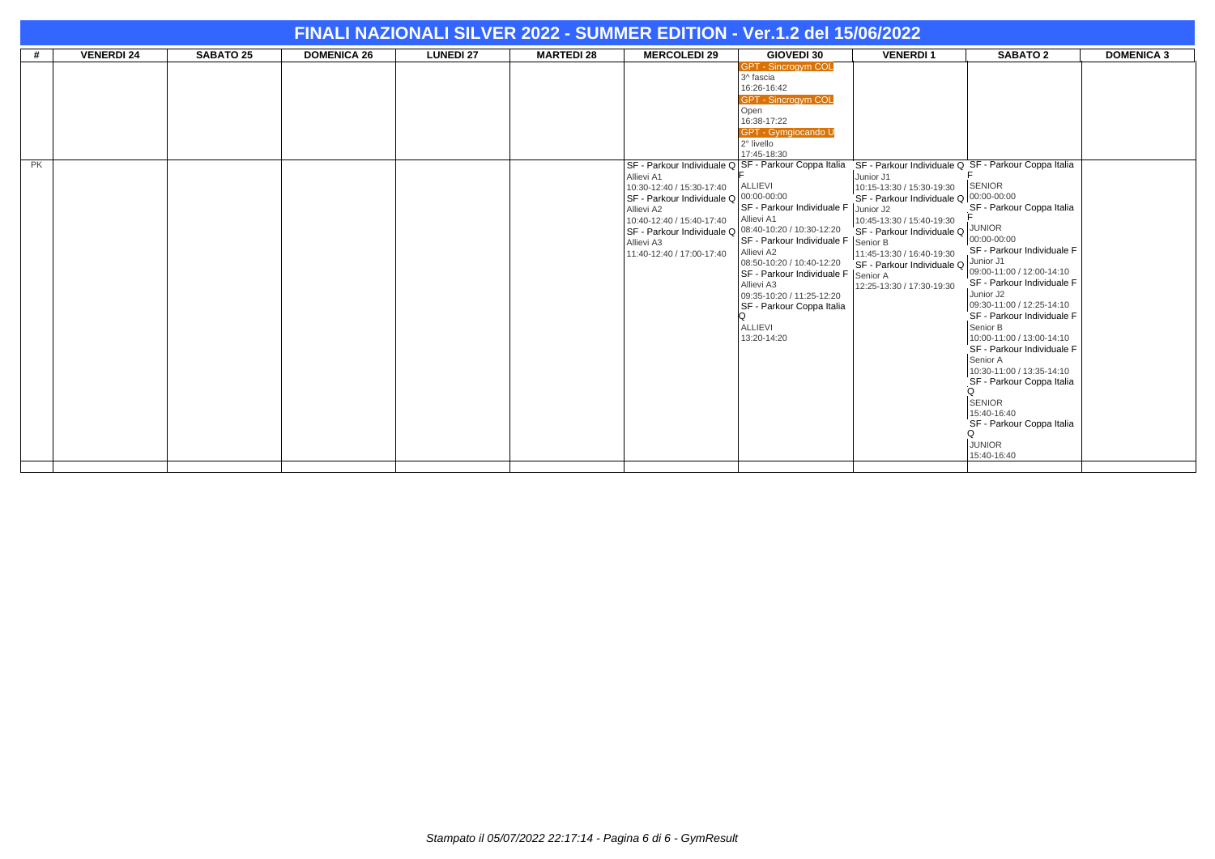# FINALI NAZIONALI SILVER 2022 - SUMMER EDITION - Ver.1.2 del 15/06/2022

| # | VENERDI 24 | SABATO 25 | DOMENICA 26 | LUNEDI 27 | MARTEDI 28 | MERCOLEDI 29 | GIOVEDI 30 | VENERDI 1 | SABATO 2 | DOMENICA 3 |
|---|---|---|---|---|---|---|---|---|---|---|
| | | | | | | | GPT - Sincrogym COL 3^ fascia 16:26-16:42 GPT - Sincrogym COL Open 16:38-17:22 GPT - Gymgiocando U 2° livello 17:45-18:30 | | | |
| PK | | | | | | SF - Parkour Individuale Q Allievi A1 10:30-12:40 / 15:30-17:40 SF - Parkour Individuale Q Allievi A2 10:40-12:40 / 15:40-17:40 SF - Parkour Individuale Q Allievi A3 11:40-12:40 / 17:00-17:40 | SF - Parkour Coppa Italia F ALLIEVI 00:00-00:00 SF - Parkour Individuale F Allievi A1 08:40-10:20 / 10:30-12:20 SF - Parkour Individuale F Allievi A2 08:50-10:20 / 10:40-12:20 SF - Parkour Individuale F Allievi A3 09:35-10:20 / 11:25-12:20 SF - Parkour Coppa Italia Q ALLIEVI 13:20-14:20 | SF - Parkour Individuale Q Junior J1 10:15-13:30 / 15:30-19:30 SF - Parkour Individuale Q Junior J2 10:45-13:30 / 15:40-19:30 SF - Parkour Individuale Q Senior B 11:45-13:30 / 16:40-19:30 SF - Parkour Individuale Q Senior A 12:25-13:30 / 17:30-19:30 | SF - Parkour Coppa Italia F SENIOR 00:00-00:00 SF - Parkour Coppa Italia F JUNIOR 00:00-00:00 SF - Parkour Individuale F Junior J1 09:00-11:00 / 12:00-14:10 SF - Parkour Individuale F Junior J2 09:30-11:00 / 12:25-14:10 SF - Parkour Individuale F Senior B 10:00-11:00 / 13:00-14:10 SF - Parkour Individuale F Senior A 10:30-11:00 / 13:35-14:10 SF - Parkour Coppa Italia Q SENIOR 15:40-16:40 SF - Parkour Coppa Italia Q JUNIOR 15:40-16:40 | |
| | | | | | | | | | | |

*Stampato il 05/07/2022 22:17:14 - Pagina 6 di 6 - GymResult*